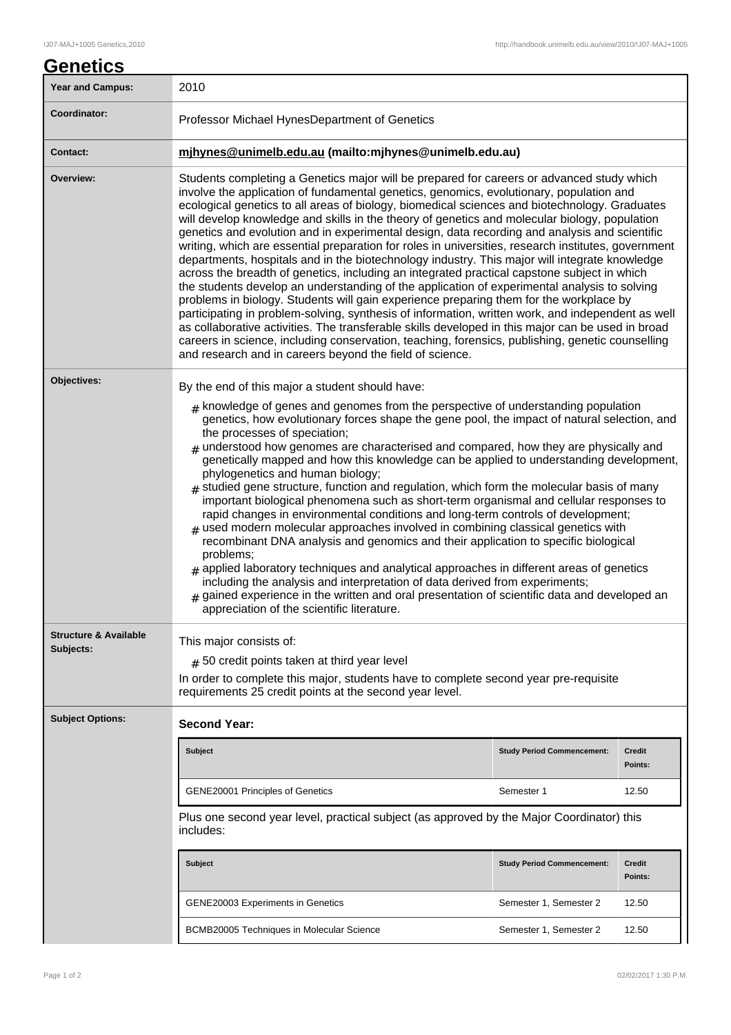# Genetics

| Year and Campus: | 2010 |
| --- | --- |
| Coordinator: | Professor Michael HynesDepartment of Genetics |
| Contact: | **mjhynes@unimelb.edu.au (mailto:mjhynes@unimelb.edu.au)** |
| Overview: | Students completing a Genetics major will be prepared for careers or advanced study which involve the application of fundamental genetics, genomics, evolutionary, population and ecological genetics to all areas of biology, biomedical sciences and biotechnology. Graduates will develop knowledge and skills in the theory of genetics and molecular biology, population genetics and evolution and in experimental design, data recording and analysis and scientific writing, which are essential preparation for roles in universities, research institutes, government departments, hospitals and in the biotechnology industry. This major will integrate knowledge across the breadth of genetics, including an integrated practical capstone subject in which the students develop an understanding of the application of experimental analysis to solving problems in biology. Students will gain experience preparing them for the workplace by participating in problem-solving, synthesis of information, written work, and independent as well as collaborative activities. The transferable skills developed in this major can be used in broad careers in science, including conservation, teaching, forensics, publishing, genetic counselling and research and in careers beyond the field of science. |
| Objectives: | By the end of this major a student should have:<br># knowledge of genes and genomes from the perspective of understanding population genetics, how evolutionary forces shape the gene pool, the impact of natural selection, and the processes of speciation;<br># understood how genomes are characterised and compared, how they are physically and genetically mapped and how this knowledge can be applied to understanding development, phylogenetics and human biology;<br># studied gene structure, function and regulation, which form the molecular basis of many important biological phenomena such as short-term organismal and cellular responses to rapid changes in environmental conditions and long-term controls of development;<br># used modern molecular approaches involved in combining classical genetics with recombinant DNA analysis and genomics and their application to specific biological problems;<br># applied laboratory techniques and analytical approaches in different areas of genetics including the analysis and interpretation of data derived from experiments;<br># gained experience in the written and oral presentation of scientific data and developed an appreciation of the scientific literature. |
| Structure & Available Subjects: | This major consists of:<br># 50 credit points taken at third year level<br>In order to complete this major, students have to complete second year pre-requisite requirements 25 credit points at the second year level. |
| Subject Options: | **Second Year:** |

| Subject | Study Period Commencement: | Credit Points: |
| --- | --- | --- |
| GENE20001 Principles of Genetics | Semester 1 | 12.50 |

Plus one second year level, practical subject (as approved by the Major Coordinator) this includes:

| Subject | Study Period Commencement: | Credit Points: |
| --- | --- | --- |
| GENE20003 Experiments in Genetics | Semester 1, Semester 2 | 12.50 |
| BCMB20005 Techniques in Molecular Science | Semester 1, Semester 2 | 12.50 |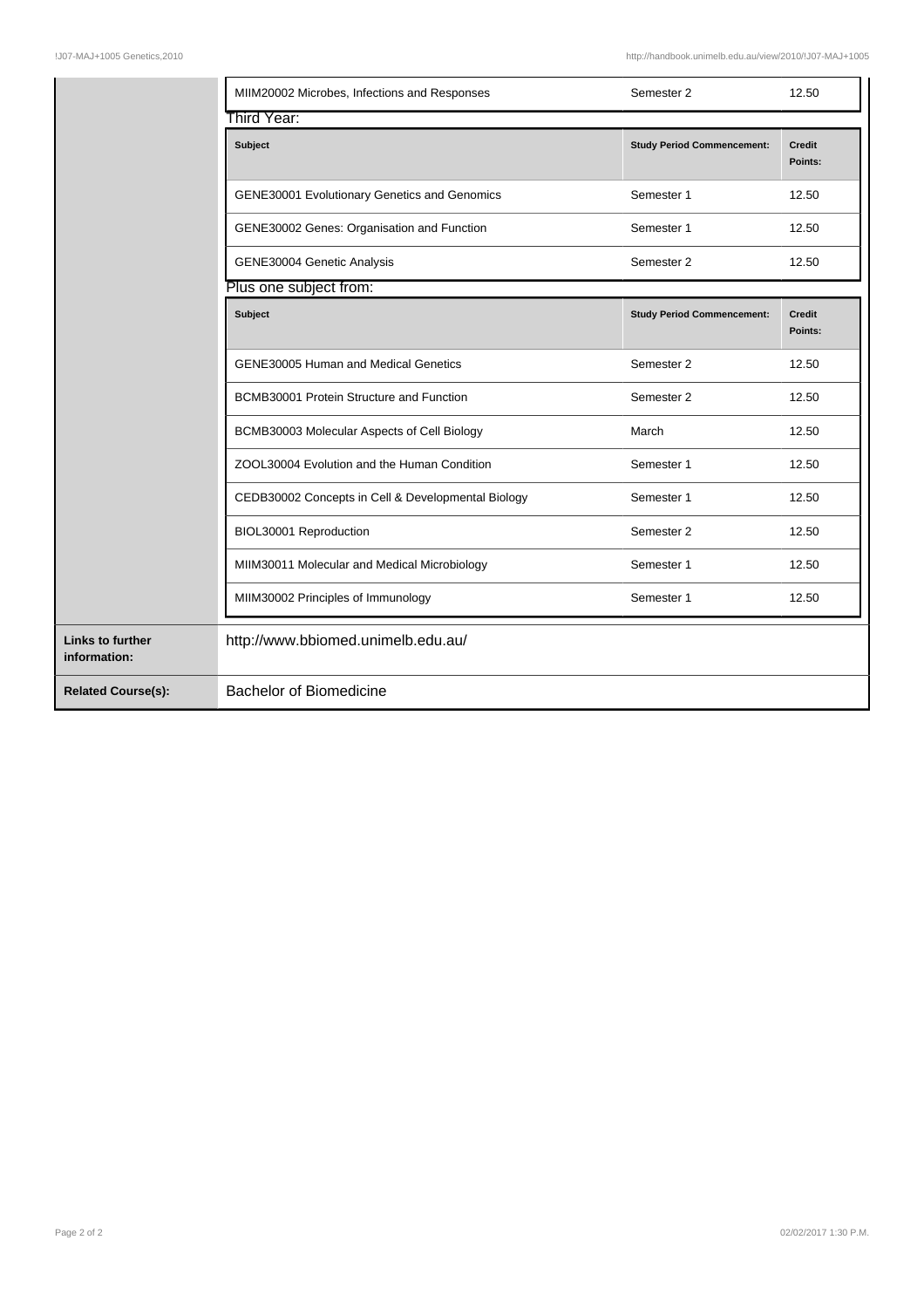| | | | |
|---|---|---|---|
| | MIIM20002 Microbes, Infections and Responses | Semester 2 | 12.50 |

Third Year:

| Subject | Study Period Commencement: | Credit Points: |
|---|---|---|
| GENE30001 Evolutionary Genetics and Genomics | Semester 1 | 12.50 |
| GENE30002 Genes: Organisation and Function | Semester 1 | 12.50 |
| GENE30004 Genetic Analysis | Semester 2 | 12.50 |

Plus one subject from:

| Subject | Study Period Commencement: | Credit Points: |
|---|---|---|
| GENE30005 Human and Medical Genetics | Semester 2 | 12.50 |
| BCMB30001 Protein Structure and Function | Semester 2 | 12.50 |
| BCMB30003 Molecular Aspects of Cell Biology | March | 12.50 |
| ZOOL30004 Evolution and the Human Condition | Semester 1 | 12.50 |
| CEDB30002 Concepts in Cell & Developmental Biology | Semester 1 | 12.50 |
| BIOL30001 Reproduction | Semester 2 | 12.50 |
| MIIM30011 Molecular and Medical Microbiology | Semester 1 | 12.50 |
| MIIM30002 Principles of Immunology | Semester 1 | 12.50 |

| | |
|---|---|
| **Links to further information:** | http://www.bbiomed.unimelb.edu.au/ |
| **Related Course(s):** | Bachelor of Biomedicine |